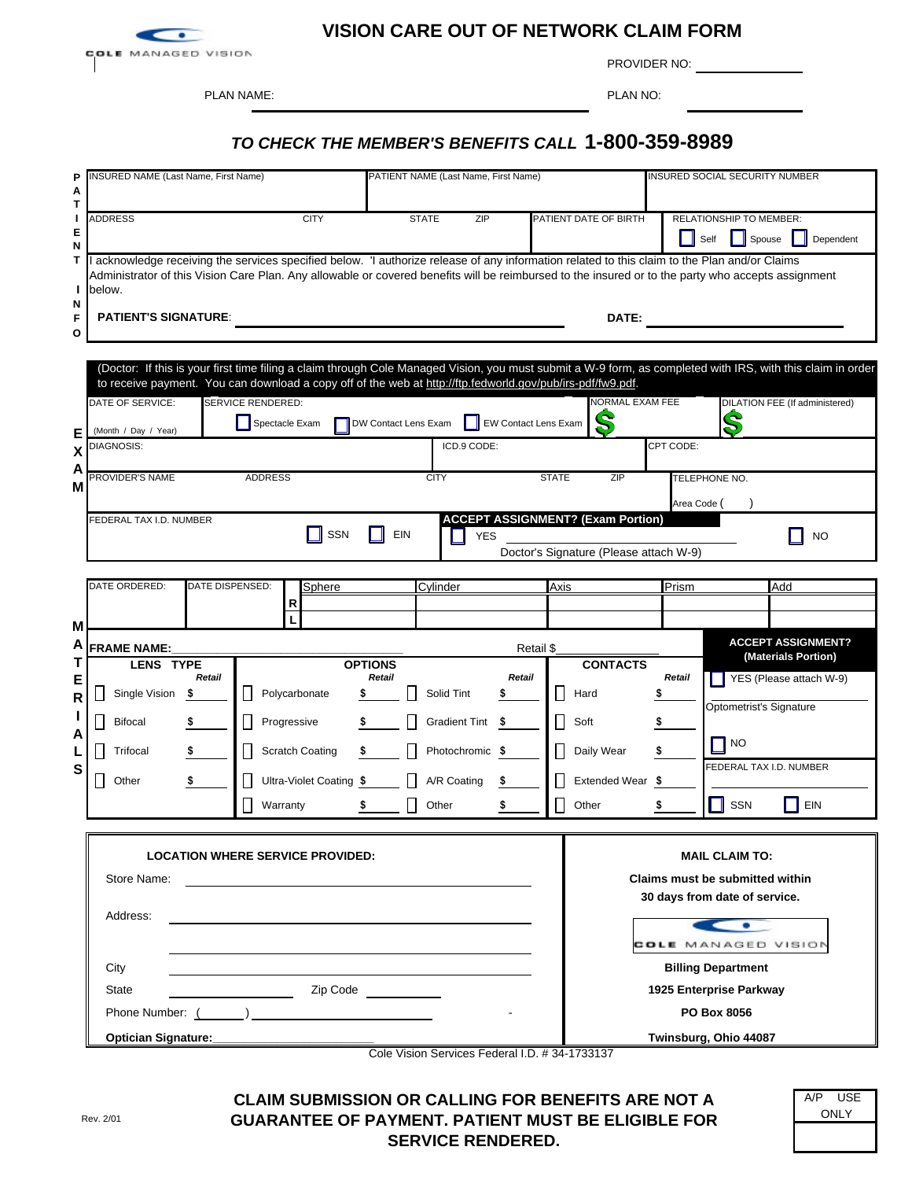COLE MANAGED VISION

# VISION CARE OUT OF NETWORK CLAIM FORM

PROVIDER NO: ____________

PLAN NAME: ________________________________ PLAN NO: ____________

## *TO CHECK THE MEMBER'S BENEFITS CALL* 1-800-359-8989

### PATIENT INFO

| INSURED NAME (Last Name, First Name) | | | PATIENT NAME (Last Name, First Name) | | INSURED SOCIAL SECURITY NUMBER |
|---|---|---|---|---|---|
| ADDRESS | CITY | STATE | ZIP | PATIENT DATE OF BIRTH | RELATIONSHIP TO MEMBER: ☐ Self ☐ Spouse ☐ Dependent |

I acknowledge receiving the services specified below. 'I authorize release of any information related to this claim to the Plan and/or Claims Administrator of this Vision Care Plan. Any allowable or covered benefits will be reimbursed to the insured or to the party who accepts assignment below.

**PATIENT'S SIGNATURE**: ______________________ **DATE:** ______________

### EXAM

(Doctor: If this is your first time filing a claim through Cole Managed Vision, you must submit a W-9 form, as completed with IRS, with this claim in order to receive payment. You can download a copy off of the web at http://ftp.fedworld.gov/pub/irs-pdf/fw9.pdf.

| DATE OF SERVICE: (Month / Day / Year) | SERVICE RENDERED: ☐ Spectacle Exam ☐ DW Contact Lens Exam ☐ EW Contact Lens Exam | | NORMAL EXAM FEE $ | DILATION FEE (If administered) $ |
|---|---|---|---|---|
| DIAGNOSIS: | | ICD.9 CODE: | | CPT CODE: |
| PROVIDER'S NAME | ADDRESS | CITY | STATE ZIP | TELEPHONE NO. Area Code ( ) |
| FEDERAL TAX I.D. NUMBER ☐ SSN ☐ EIN | | **ACCEPT ASSIGNMENT? (Exam Portion)** ☐ YES ______ Doctor's Signature (Please attach W-9) | | ☐ NO |

### MATERIALS

| DATE ORDERED: | DATE DISPENSED: | | Sphere | Cylinder | Axis | Prism | Add |
|---|---|---|---|---|---|---|---|
| | | R | | | | | |
| | | L | | | | | |

**FRAME NAME:** ______________________ Retail $________

| LENS TYPE | Retail | OPTIONS | Retail | | Retail | CONTACTS | Retail |
|---|---|---|---|---|---|---|---|
| ☐ Single Vision | $ | ☐ Polycarbonate | $ | ☐ Solid Tint | $ | ☐ Hard | $ |
| ☐ Bifocal | $ | ☐ Progressive | $ | ☐ Gradient Tint | $ | ☐ Soft | $ |
| ☐ Trifocal | $ | ☐ Scratch Coating | $ | ☐ Photochromic | $ | ☐ Daily Wear | $ |
| ☐ Other | $ | ☐ Ultra-Violet Coating | $ | ☐ A/R Coating | $ | ☐ Extended Wear | $ |
| | | ☐ Warranty | $ | ☐ Other | $ | ☐ Other | $ |

**ACCEPT ASSIGNMENT? (Materials Portion)**

☐ YES (Please attach W-9)

Optometrist's Signature

☐ NO

FEDERAL TAX I.D. NUMBER ☐ SSN ☐ EIN

**LOCATION WHERE SERVICE PROVIDED:**

Store Name: ______________________

Address: ______________________

City ______________________

State ____________ Zip Code ____________

Phone Number: ( ) ______________ -

**Optician Signature:**______________________

**MAIL CLAIM TO:**

**Claims must be submitted within 30 days from date of service.**

COLE MANAGED VISION

**Billing Department**
**1925 Enterprise Parkway**
**PO Box 8056**
**Twinsburg, Ohio 44087**

Cole Vision Services Federal I.D. # 34-1733137

Rev. 2/01

**CLAIM SUBMISSION OR CALLING FOR BENEFITS ARE NOT A GUARANTEE OF PAYMENT. PATIENT MUST BE ELIGIBLE FOR SERVICE RENDERED.**

| A/P USE ONLY |
|---|
| |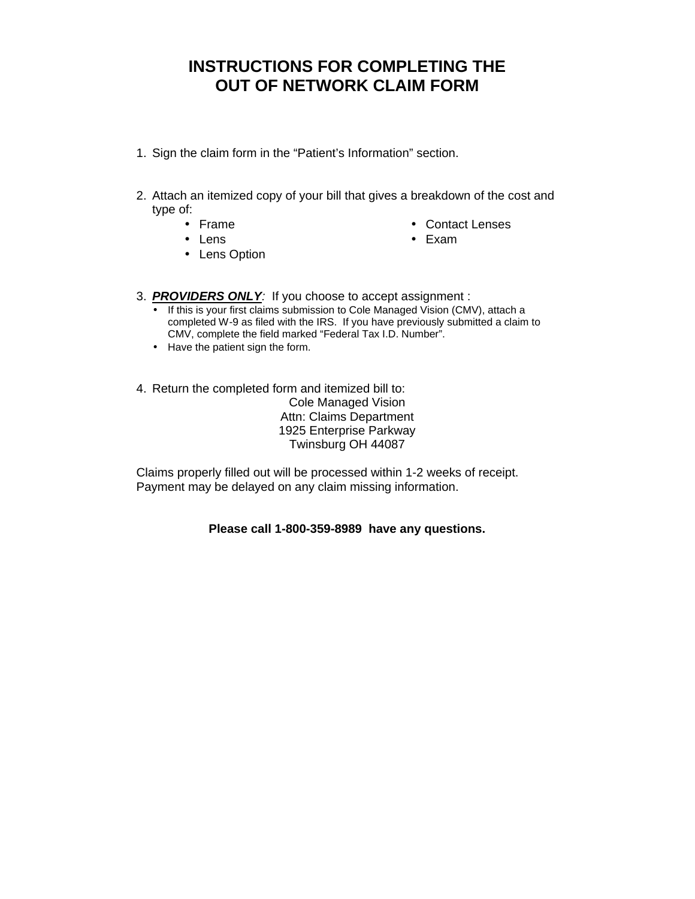# INSTRUCTIONS FOR COMPLETING THE OUT OF NETWORK CLAIM FORM

1. Sign the claim form in the "Patient's Information" section.

2. Attach an itemized copy of your bill that gives a breakdown of the cost and type of:
   - Frame
   - Lens
   - Lens Option
   - Contact Lenses
   - Exam

3. ***PROVIDERS ONLY***: If you choose to accept assignment :
   - If this is your first claims submission to Cole Managed Vision (CMV), attach a completed W-9 as filed with the IRS. If you have previously submitted a claim to CMV, complete the field marked "Federal Tax I.D. Number".
   - Have the patient sign the form.

4. Return the completed form and itemized bill to:

   Cole Managed Vision
   Attn: Claims Department
   1925 Enterprise Parkway
   Twinsburg OH 44087

Claims properly filled out will be processed within 1-2 weeks of receipt. Payment may be delayed on any claim missing information.

**Please call 1-800-359-8989 have any questions.**